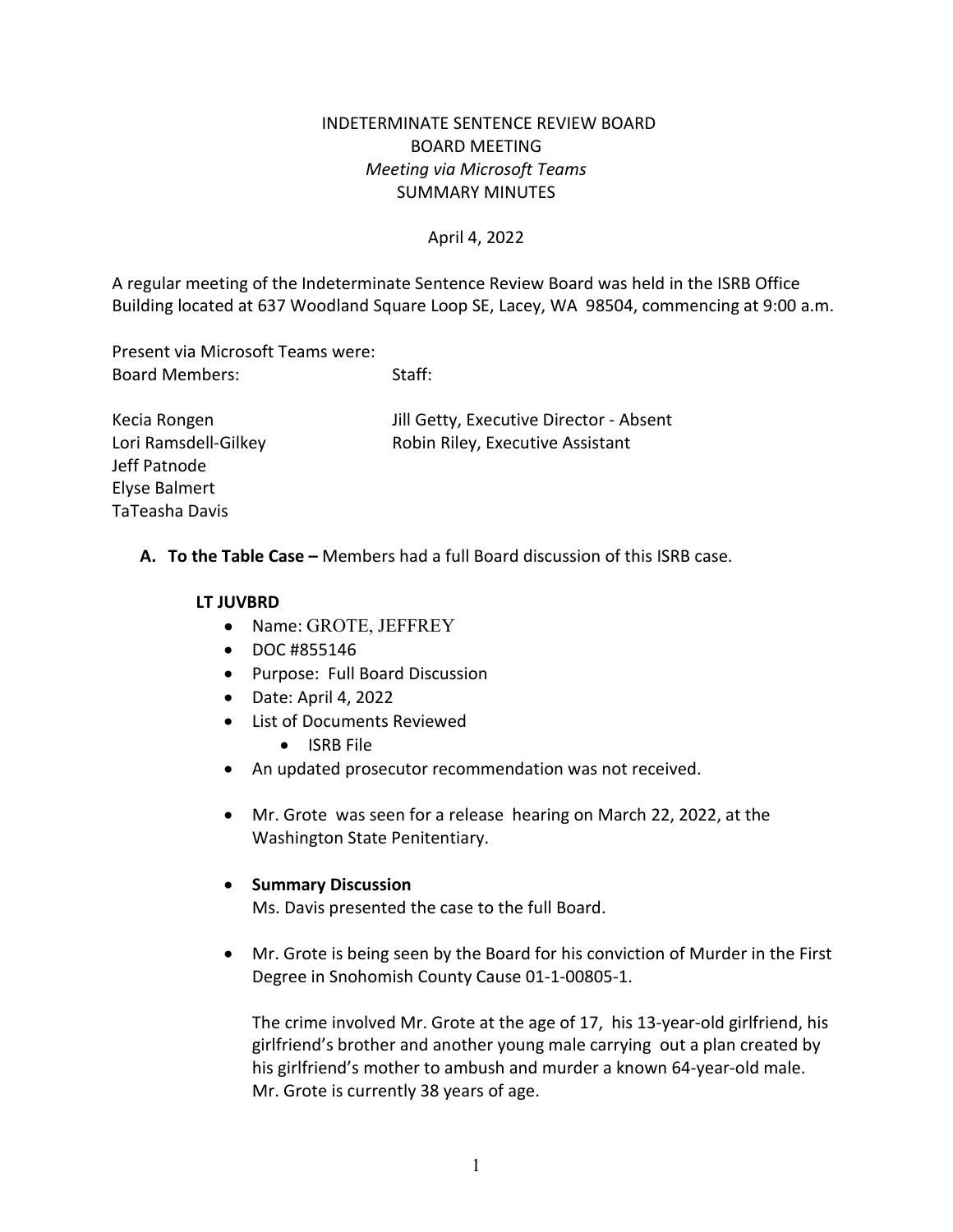INDETERMINATE SENTENCE REVIEW BOARD
BOARD MEETING
*Meeting via Microsoft Teams*
SUMMARY MINUTES

April 4, 2022

A regular meeting of the Indeterminate Sentence Review Board was held in the ISRB Office Building located at 637 Woodland Square Loop SE, Lacey, WA 98504, commencing at 9:00 a.m.

Present via Microsoft Teams were:

| Board Members: | Staff: |
|---|---|
| Kecia Rongen | Jill Getty, Executive Director - Absent |
| Lori Ramsdell-Gilkey | Robin Riley, Executive Assistant |
| Jeff Patnode | |
| Elyse Balmert | |
| TaTeasha Davis | |

**A. To the Table Case –** Members had a full Board discussion of this ISRB case.

**LT JUVBRD**

- Name: GROTE, JEFFREY
- DOC #855146
- Purpose: Full Board Discussion
- Date: April 4, 2022
- List of Documents Reviewed
    - ISRB File
- An updated prosecutor recommendation was not received.
- Mr. Grote was seen for a release hearing on March 22, 2022, at the Washington State Penitentiary.
- **Summary Discussion**
  Ms. Davis presented the case to the full Board.
- Mr. Grote is being seen by the Board for his conviction of Murder in the First Degree in Snohomish County Cause 01-1-00805-1.

  The crime involved Mr. Grote at the age of 17, his 13-year-old girlfriend, his girlfriend's brother and another young male carrying out a plan created by his girlfriend's mother to ambush and murder a known 64-year-old male. Mr. Grote is currently 38 years of age.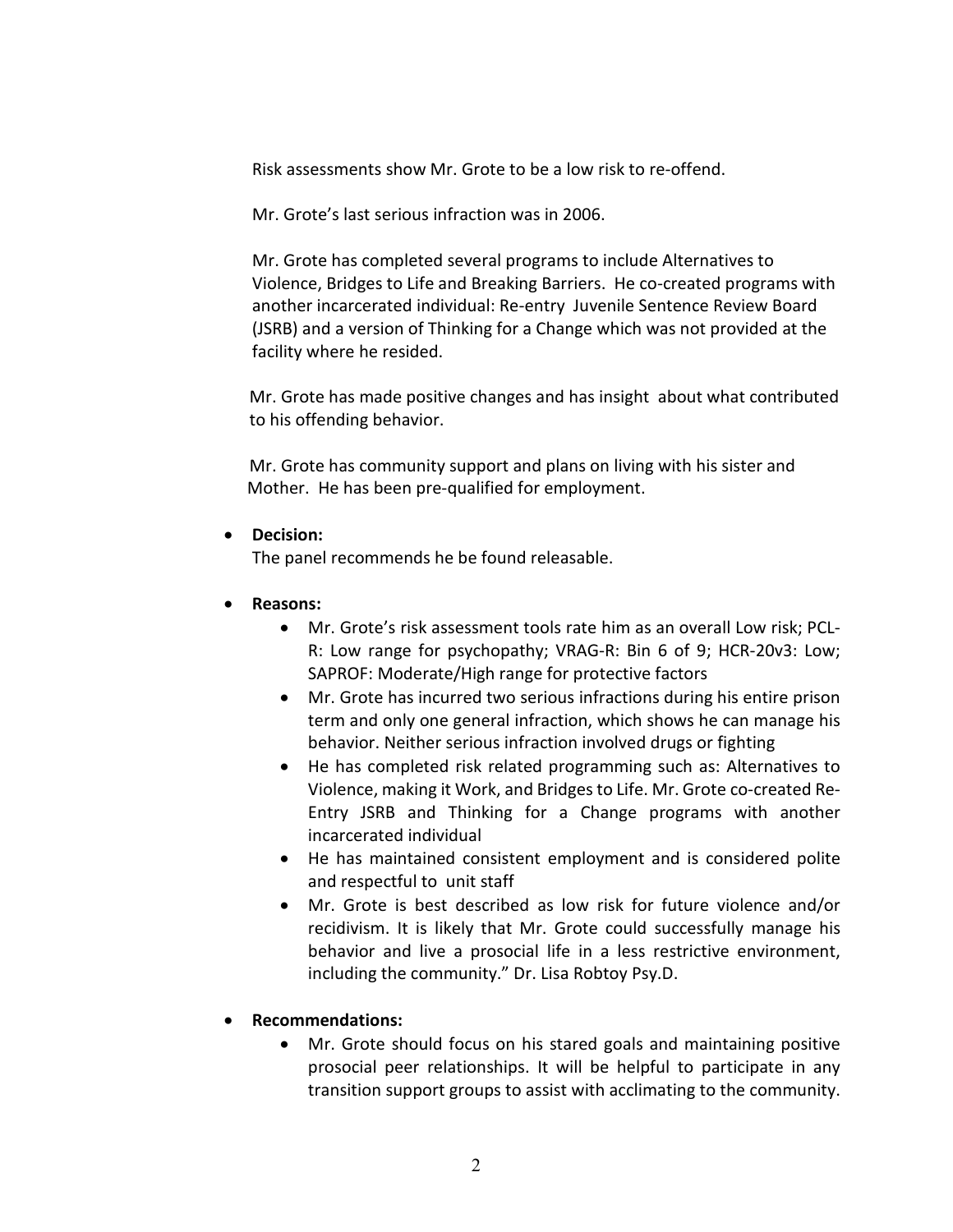Risk assessments show Mr. Grote to be a low risk to re-offend.

Mr. Grote's last serious infraction was in 2006.

Mr. Grote has completed several programs to include Alternatives to Violence, Bridges to Life and Breaking Barriers. He co-created programs with another incarcerated individual: Re-entry Juvenile Sentence Review Board (JSRB) and a version of Thinking for a Change which was not provided at the facility where he resided.

Mr. Grote has made positive changes and has insight about what contributed to his offending behavior.

Mr. Grote has community support and plans on living with his sister and Mother. He has been pre-qualified for employment.

- **Decision:**
  The panel recommends he be found releasable.

- **Reasons:**
  - Mr. Grote's risk assessment tools rate him as an overall Low risk; PCL-R: Low range for psychopathy; VRAG-R: Bin 6 of 9; HCR-20v3: Low; SAPROF: Moderate/High range for protective factors
  - Mr. Grote has incurred two serious infractions during his entire prison term and only one general infraction, which shows he can manage his behavior. Neither serious infraction involved drugs or fighting
  - He has completed risk related programming such as: Alternatives to Violence, making it Work, and Bridges to Life. Mr. Grote co-created Re-Entry JSRB and Thinking for a Change programs with another incarcerated individual
  - He has maintained consistent employment and is considered polite and respectful to unit staff
  - Mr. Grote is best described as low risk for future violence and/or recidivism. It is likely that Mr. Grote could successfully manage his behavior and live a prosocial life in a less restrictive environment, including the community." Dr. Lisa Robtoy Psy.D.

- **Recommendations:**
  - Mr. Grote should focus on his stared goals and maintaining positive prosocial peer relationships. It will be helpful to participate in any transition support groups to assist with acclimating to the community.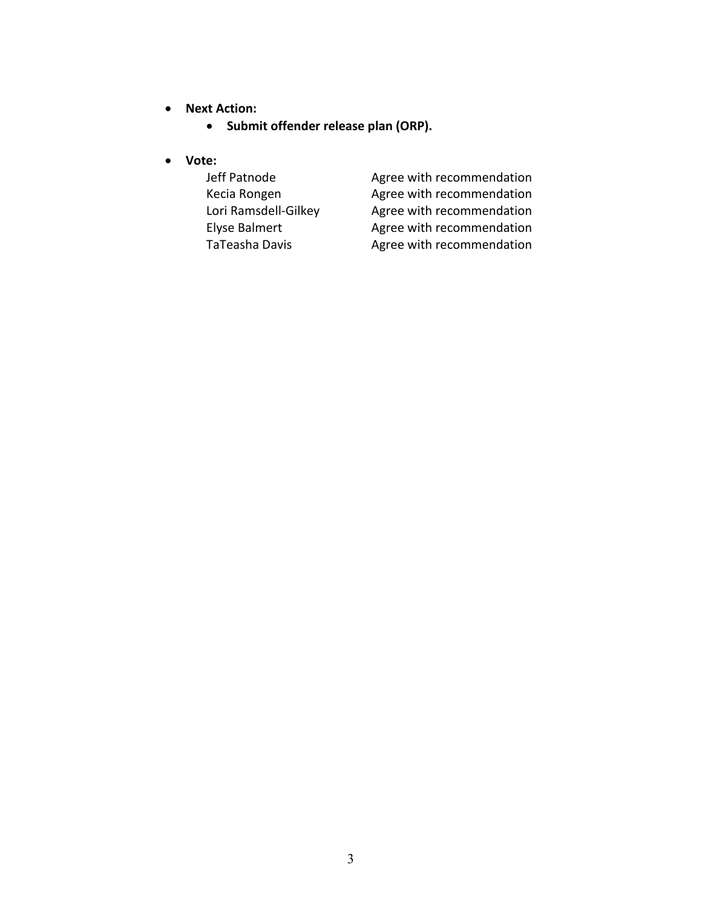- **Next Action:**
  - **Submit offender release plan (ORP).**

- **Vote:**

| | |
|---|---|
| Jeff Patnode | Agree with recommendation |
| Kecia Rongen | Agree with recommendation |
| Lori Ramsdell-Gilkey | Agree with recommendation |
| Elyse Balmert | Agree with recommendation |
| TaTeasha Davis | Agree with recommendation |